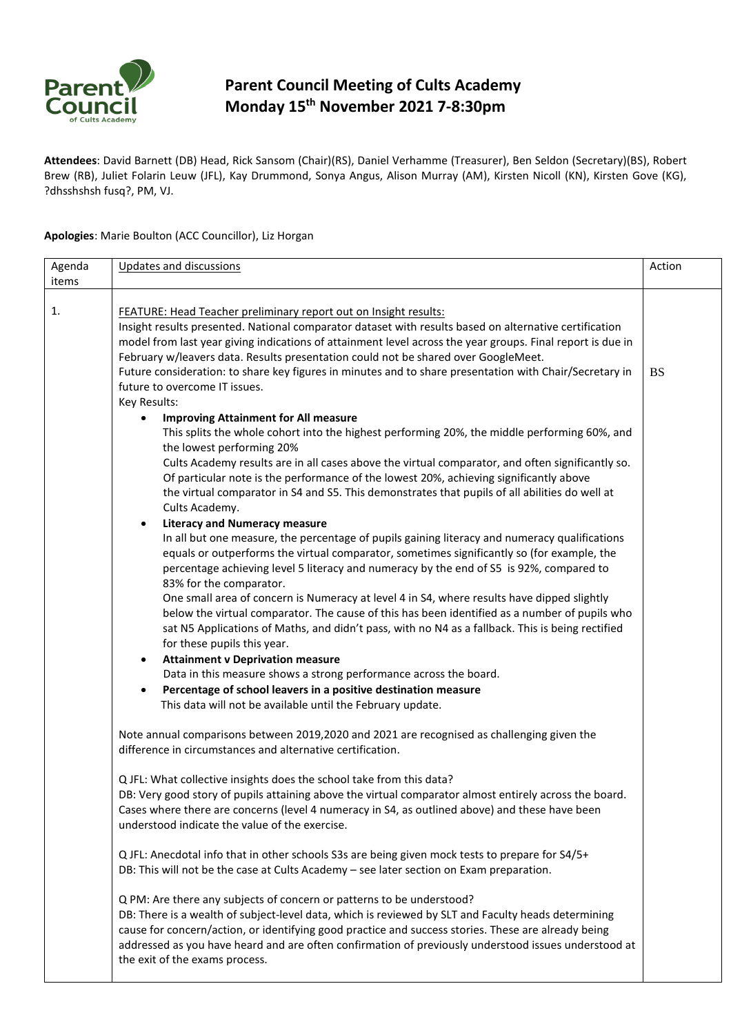# Parent Council Meeting of Cults Academy
## Monday 15th November 2021 7-8:30pm

**Attendees**: David Barnett (DB) Head, Rick Sansom (Chair)(RS), Daniel Verhamme (Treasurer), Ben Seldon (Secretary)(BS), Robert Brew (RB), Juliet Folarin Leuw (JFL), Kay Drummond, Sonya Angus, Alison Murray (AM), Kirsten Nicoll (KN), Kirsten Gove (KG), ?dhsshshsh fusq?, PM, VJ.

**Apologies**: Marie Boulton (ACC Councillor), Liz Horgan

| Agenda items | Updates and discussions | Action |
|---|---|---|
| 1. | FEATURE: Head Teacher preliminary report out on Insight results:<br>Insight results presented. National comparator dataset with results based on alternative certification model from last year giving indications of attainment level across the year groups. Final report is due in February w/leavers data. Results presentation could not be shared over GoogleMeet.<br>Future consideration: to share key figures in minutes and to share presentation with Chair/Secretary in future to overcome IT issues.<br>Key Results:<br>• **Improving Attainment for All measure**<br>This splits the whole cohort into the highest performing 20%, the middle performing 60%, and the lowest performing 20%<br>Cults Academy results are in all cases above the virtual comparator, and often significantly so. Of particular note is the performance of the lowest 20%, achieving significantly above the virtual comparator in S4 and S5. This demonstrates that pupils of all abilities do well at Cults Academy.<br>• **Literacy and Numeracy measure**<br>In all but one measure, the percentage of pupils gaining literacy and numeracy qualifications equals or outperforms the virtual comparator, sometimes significantly so (for example, the percentage achieving level 5 literacy and numeracy by the end of S5 is 92%, compared to 83% for the comparator.<br>One small area of concern is Numeracy at level 4 in S4, where results have dipped slightly below the virtual comparator. The cause of this has been identified as a number of pupils who sat N5 Applications of Maths, and didn't pass, with no N4 as a fallback. This is being rectified for these pupils this year.<br>• **Attainment v Deprivation measure**<br>Data in this measure shows a strong performance across the board.<br>• **Percentage of school leavers in a positive destination measure**<br>This data will not be available until the February update.<br><br>Note annual comparisons between 2019,2020 and 2021 are recognised as challenging given the difference in circumstances and alternative certification.<br><br>Q JFL: What collective insights does the school take from this data?<br>DB: Very good story of pupils attaining above the virtual comparator almost entirely across the board. Cases where there are concerns (level 4 numeracy in S4, as outlined above) and these have been understood indicate the value of the exercise.<br><br>Q JFL: Anecdotal info that in other schools S3s are being given mock tests to prepare for S4/5+<br>DB: This will not be the case at Cults Academy – see later section on Exam preparation.<br><br>Q PM: Are there any subjects of concern or patterns to be understood?<br>DB: There is a wealth of subject-level data, which is reviewed by SLT and Faculty heads determining cause for concern/action, or identifying good practice and success stories. These are already being addressed as you have heard and are often confirmation of previously understood issues understood at the exit of the exams process. | BS |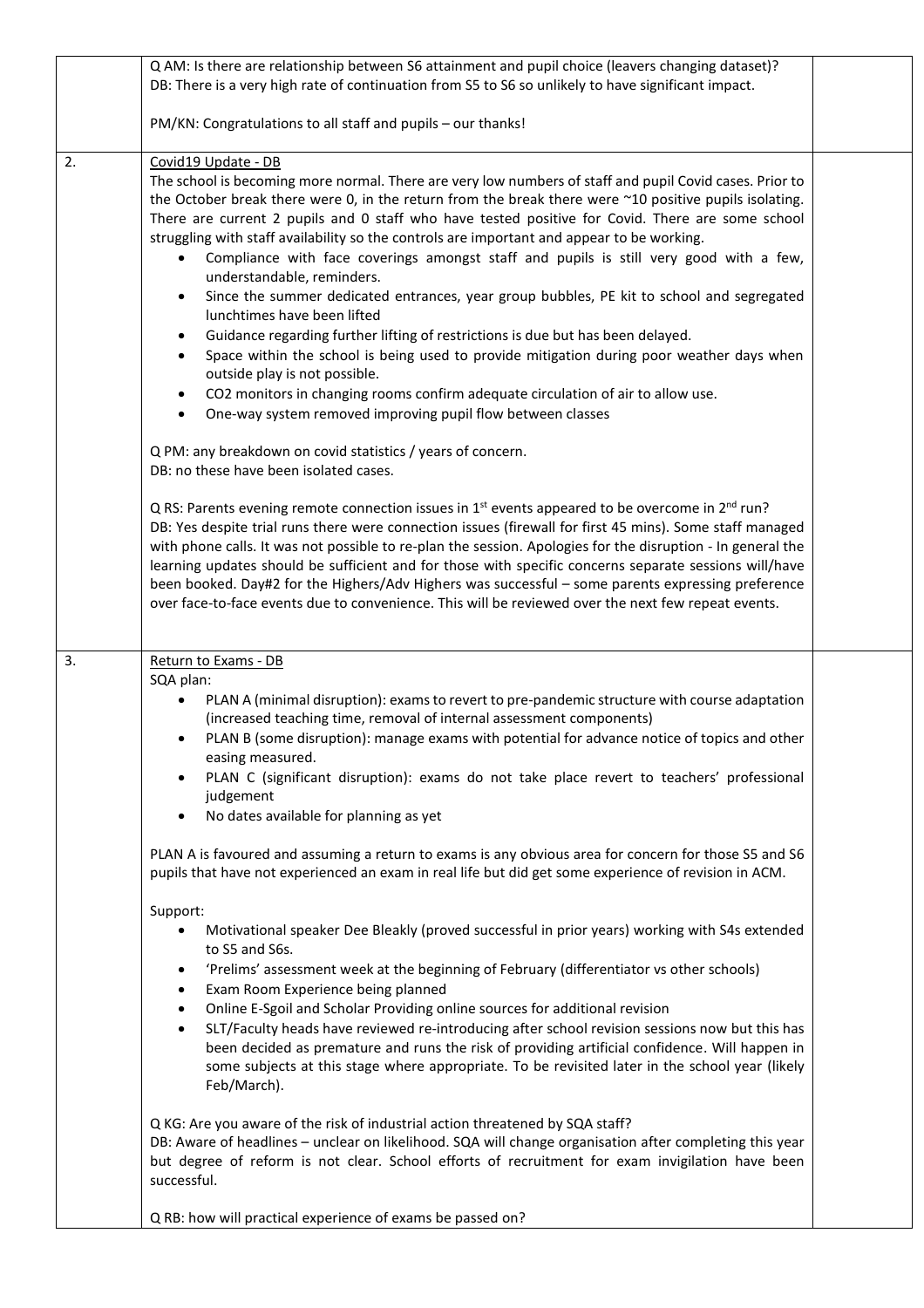Q AM: Is there are relationship between S6 attainment and pupil choice (leavers changing dataset)?
DB: There is a very high rate of continuation from S5 to S6 so unlikely to have significant impact.

PM/KN: Congratulations to all staff and pupils – our thanks!

**2. Covid19 Update - DB**

The school is becoming more normal. There are very low numbers of staff and pupil Covid cases. Prior to the October break there were 0, in the return from the break there were ~10 positive pupils isolating. There are current 2 pupils and 0 staff who have tested positive for Covid. There are some school struggling with staff availability so the controls are important and appear to be working.

- Compliance with face coverings amongst staff and pupils is still very good with a few, understandable, reminders.
- Since the summer dedicated entrances, year group bubbles, PE kit to school and segregated lunchtimes have been lifted
- Guidance regarding further lifting of restrictions is due but has been delayed.
- Space within the school is being used to provide mitigation during poor weather days when outside play is not possible.
- CO2 monitors in changing rooms confirm adequate circulation of air to allow use.
- One-way system removed improving pupil flow between classes

Q PM: any breakdown on covid statistics / years of concern.
DB: no these have been isolated cases.

Q RS: Parents evening remote connection issues in 1st events appeared to be overcome in 2nd run?
DB: Yes despite trial runs there were connection issues (firewall for first 45 mins). Some staff managed with phone calls. It was not possible to re-plan the session. Apologies for the disruption - In general the learning updates should be sufficient and for those with specific concerns separate sessions will/have been booked. Day#2 for the Highers/Adv Highers was successful – some parents expressing preference over face-to-face events due to convenience. This will be reviewed over the next few repeat events.

**3. Return to Exams - DB**

SQA plan:

- PLAN A (minimal disruption): exams to revert to pre-pandemic structure with course adaptation (increased teaching time, removal of internal assessment components)
- PLAN B (some disruption): manage exams with potential for advance notice of topics and other easing measured.
- PLAN C (significant disruption): exams do not take place revert to teachers' professional judgement
- No dates available for planning as yet

PLAN A is favoured and assuming a return to exams is any obvious area for concern for those S5 and S6 pupils that have not experienced an exam in real life but did get some experience of revision in ACM.

Support:

- Motivational speaker Dee Bleakly (proved successful in prior years) working with S4s extended to S5 and S6s.
- 'Prelims' assessment week at the beginning of February (differentiator vs other schools)
- Exam Room Experience being planned
- Online E-Sgoil and Scholar Providing online sources for additional revision
- SLT/Faculty heads have reviewed re-introducing after school revision sessions now but this has been decided as premature and runs the risk of providing artificial confidence. Will happen in some subjects at this stage where appropriate. To be revisited later in the school year (likely Feb/March).

Q KG: Are you aware of the risk of industrial action threatened by SQA staff?
DB: Aware of headlines – unclear on likelihood. SQA will change organisation after completing this year but degree of reform is not clear. School efforts of recruitment for exam invigilation have been successful.

Q RB: how will practical experience of exams be passed on?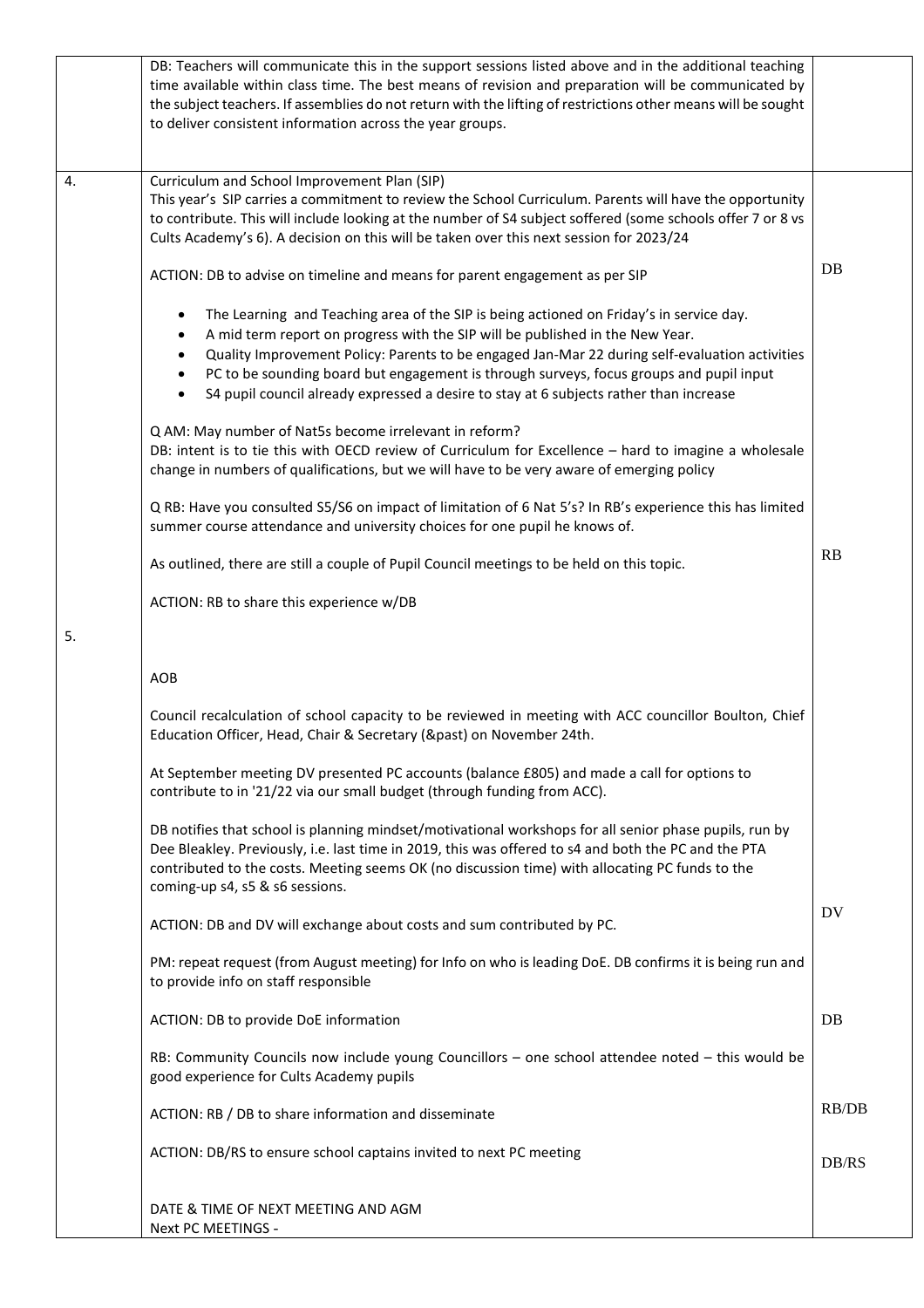| | | |
|---|---|---|
| | DB: Teachers will communicate this in the support sessions listed above and in the additional teaching time available within class time. The best means of revision and preparation will be communicated by the subject teachers. If assemblies do not return with the lifting of restrictions other means will be sought to deliver consistent information across the year groups. | |
| 4. | Curriculum and School Improvement Plan (SIP)<br>This year's SIP carries a commitment to review the School Curriculum. Parents will have the opportunity to contribute. This will include looking at the number of S4 subject soffered (some schools offer 7 or 8 vs Cults Academy's 6). A decision on this will be taken over this next session for 2023/24<br><br>ACTION: DB to advise on timeline and means for parent engagement as per SIP<br><br>• The Learning and Teaching area of the SIP is being actioned on Friday's in service day.<br>• A mid term report on progress with the SIP will be published in the New Year.<br>• Quality Improvement Policy: Parents to be engaged Jan-Mar 22 during self-evaluation activities<br>• PC to be sounding board but engagement is through surveys, focus groups and pupil input<br>• S4 pupil council already expressed a desire to stay at 6 subjects rather than increase<br><br>Q AM: May number of Nat5s become irrelevant in reform?<br>DB: intent is to tie this with OECD review of Curriculum for Excellence – hard to imagine a wholesale change in numbers of qualifications, but we will have to be very aware of emerging policy<br><br>Q RB: Have you consulted S5/S6 on impact of limitation of 6 Nat 5's? In RB's experience this has limited summer course attendance and university choices for one pupil he knows of.<br><br>As outlined, there are still a couple of Pupil Council meetings to be held on this topic.<br><br>ACTION: RB to share this experience w/DB | DB<br><br>RB |
| 5. | AOB<br><br>Council recalculation of school capacity to be reviewed in meeting with ACC councillor Boulton, Chief Education Officer, Head, Chair & Secretary (&past) on November 24th.<br><br>At September meeting DV presented PC accounts (balance £805) and made a call for options to contribute to in '21/22 via our small budget (through funding from ACC).<br><br>DB notifies that school is planning mindset/motivational workshops for all senior phase pupils, run by Dee Bleakley. Previously, i.e. last time in 2019, this was offered to s4 and both the PC and the PTA contributed to the costs. Meeting seems OK (no discussion time) with allocating PC funds to the coming-up s4, s5 & s6 sessions.<br><br>ACTION: DB and DV will exchange about costs and sum contributed by PC.<br><br>PM: repeat request (from August meeting) for Info on who is leading DoE. DB confirms it is being run and to provide info on staff responsible<br><br>ACTION: DB to provide DoE information<br><br>RB: Community Councils now include young Councillors – one school attendee noted – this would be good experience for Cults Academy pupils<br><br>ACTION: RB / DB to share information and disseminate<br><br>ACTION: DB/RS to ensure school captains invited to next PC meeting<br><br>DATE & TIME OF NEXT MEETING AND AGM<br>Next PC MEETINGS - | DV<br><br>DB<br><br>RB/DB<br><br>DB/RS |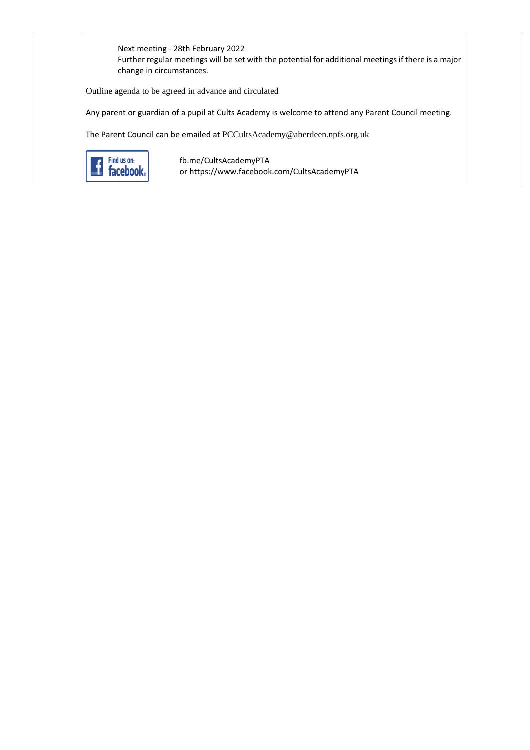| | | |
|---|---|---|
| | Next meeting - 28th February 2022<br>Further regular meetings will be set with the potential for additional meetings if there is a major change in circumstances.<br><br>Outline agenda to be agreed in advance and circulated<br><br>Any parent or guardian of a pupil at Cults Academy is welcome to attend any Parent Council meeting.<br><br>The Parent Council can be emailed at PCCultsAcademy@aberdeen.npfs.org.uk<br><br>Find us on: facebook. fb.me/CultsAcademyPTA<br>or https://www.facebook.com/CultsAcademyPTA | |